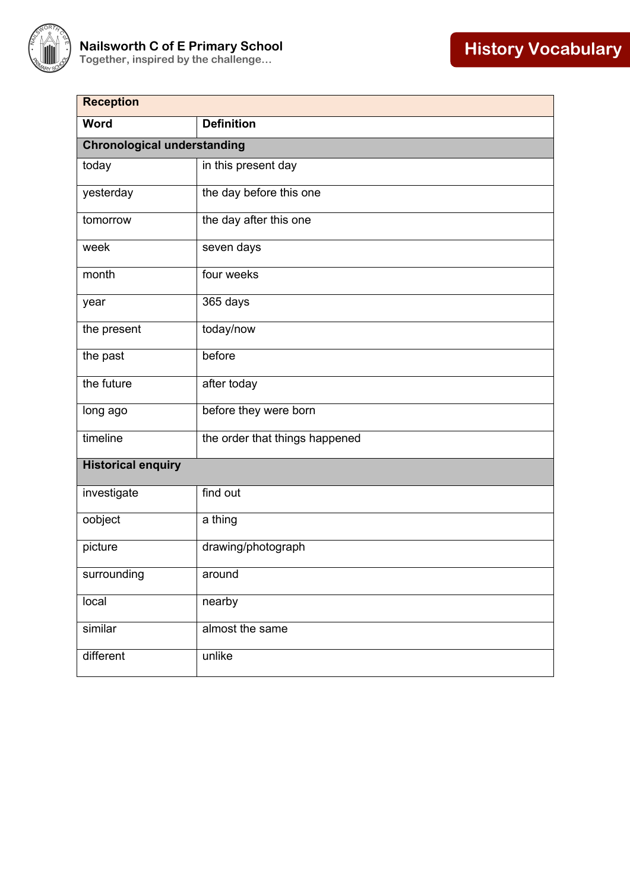Nailsworth C of E Primary School

Together, inspired by the challenge…

# History Vocabulary

| Reception | |
|---|---|
| **Word** | **Definition** |
| **Chronological understanding** | |
| today | in this present day |
| yesterday | the day before this one |
| tomorrow | the day after this one |
| week | seven days |
| month | four weeks |
| year | 365 days |
| the present | today/now |
| the past | before |
| the future | after today |
| long ago | before they were born |
| timeline | the order that things happened |
| **Historical enquiry** | |
| investigate | find out |
| oobject | a thing |
| picture | drawing/photograph |
| surrounding | around |
| local | nearby |
| similar | almost the same |
| different | unlike |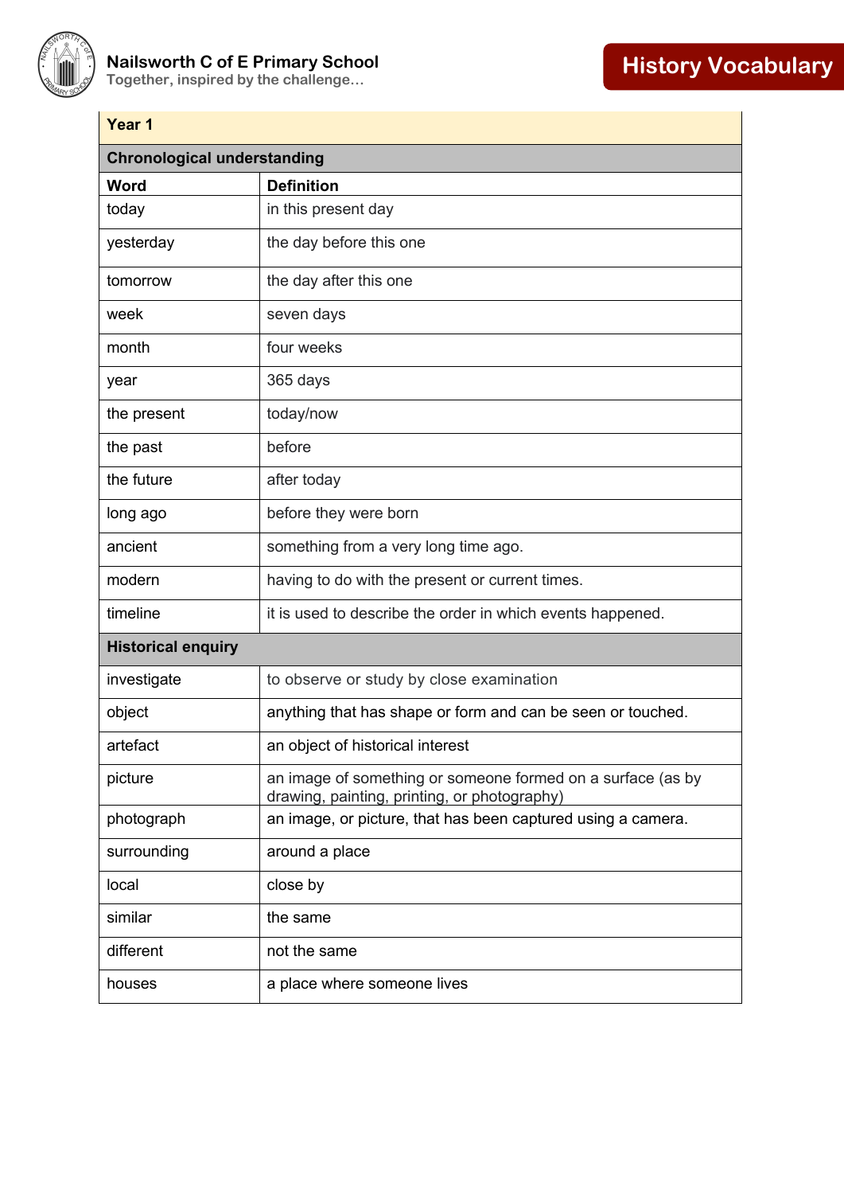# History Vocabulary

| Year 1 | |
|---|---|
| **Chronological understanding** | |
| **Word** | **Definition** |
| today | in this present day |
| yesterday | the day before this one |
| tomorrow | the day after this one |
| week | seven days |
| month | four weeks |
| year | 365 days |
| the present | today/now |
| the past | before |
| the future | after today |
| long ago | before they were born |
| ancient | something from a very long time ago. |
| modern | having to do with the present or current times. |
| timeline | it is used to describe the order in which events happened. |
| **Historical enquiry** | |
| investigate | to observe or study by close examination |
| object | anything that has shape or form and can be seen or touched. |
| artefact | an object of historical interest |
| picture | an image of something or someone formed on a surface (as by drawing, painting, printing, or photography) |
| photograph | an image, or picture, that has been captured using a camera. |
| surrounding | around a place |
| local | close by |
| similar | the same |
| different | not the same |
| houses | a place where someone lives |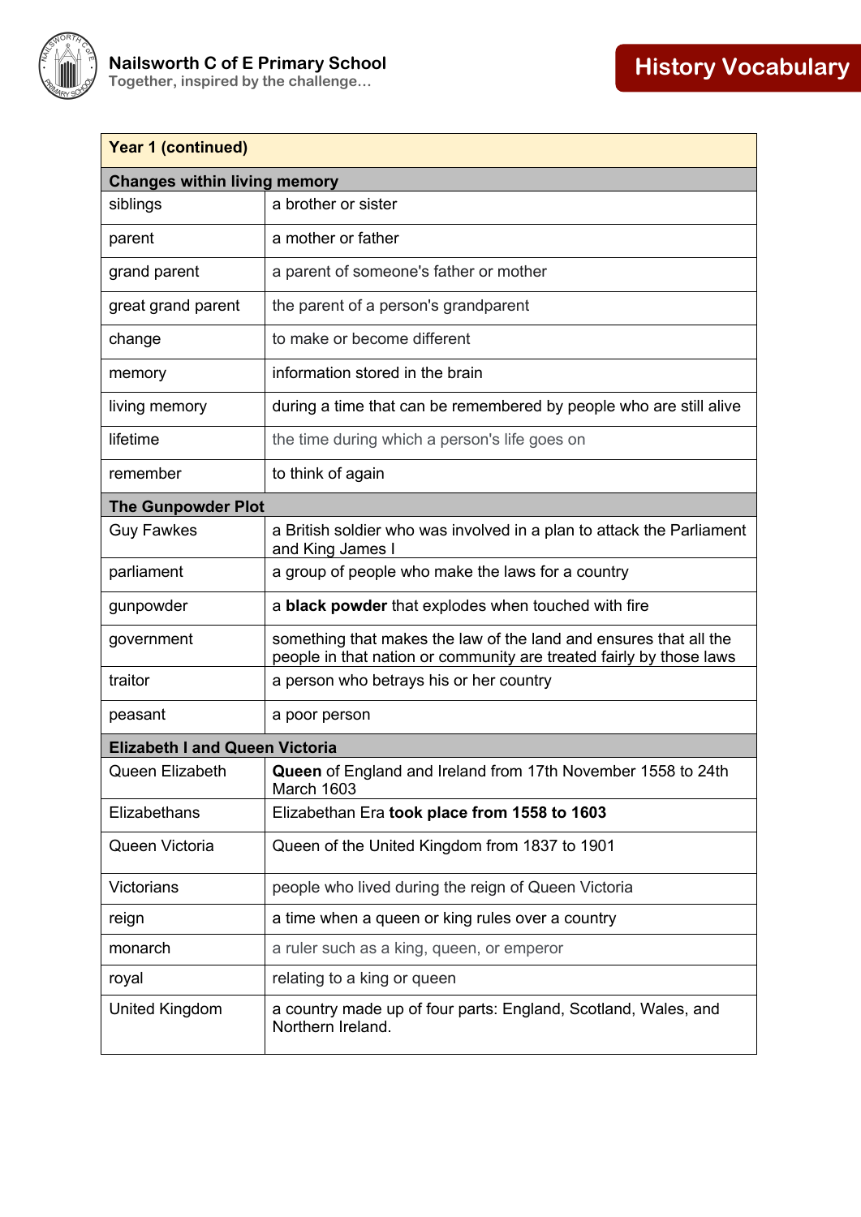| Year 1 (continued) | |
|---|---|
| **Changes within living memory** | |
| siblings | a brother or sister |
| parent | a mother or father |
| grand parent | a parent of someone's father or mother |
| great grand parent | the parent of a person's grandparent |
| change | to make or become different |
| memory | information stored in the brain |
| living memory | during a time that can be remembered by people who are still alive |
| lifetime | the time during which a person's life goes on |
| remember | to think of again |
| **The Gunpowder Plot** | |
| Guy Fawkes | a British soldier who was involved in a plan to attack the Parliament and King James I |
| parliament | a group of people who make the laws for a country |
| gunpowder | a **black powder** that explodes when touched with fire |
| government | something that makes the law of the land and ensures that all the people in that nation or community are treated fairly by those laws |
| traitor | a person who betrays his or her country |
| peasant | a poor person |
| **Elizabeth I and Queen Victoria** | |
| Queen Elizabeth | **Queen** of England and Ireland from 17th November 1558 to 24th March 1603 |
| Elizabethans | Elizabethan Era **took place from 1558 to 1603** |
| Queen Victoria | Queen of the United Kingdom from 1837 to 1901 |
| Victorians | people who lived during the reign of Queen Victoria |
| reign | a time when a queen or king rules over a country |
| monarch | a ruler such as a king, queen, or emperor |
| royal | relating to a king or queen |
| United Kingdom | a country made up of four parts: England, Scotland, Wales, and Northern Ireland. |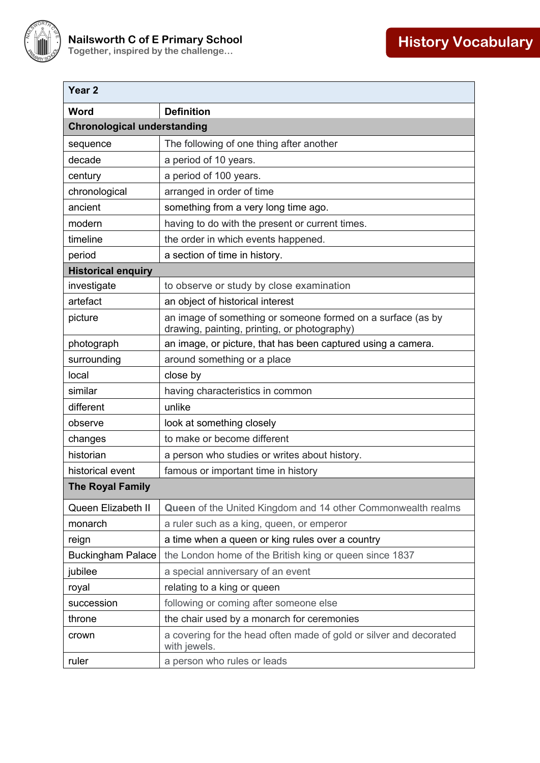Nailsworth C of E Primary School
Together, inspired by the challenge…

# History Vocabulary

| Year 2 | |
|---|---|
| **Word** | **Definition** |
| **Chronological understanding** | |
| sequence | The following of one thing after another |
| decade | a period of 10 years. |
| century | a period of 100 years. |
| chronological | arranged in order of time |
| ancient | something from a very long time ago. |
| modern | having to do with the present or current times. |
| timeline | the order in which events happened. |
| period | a section of time in history. |
| **Historical enquiry** | |
| investigate | to observe or study by close examination |
| artefact | an object of historical interest |
| picture | an image of something or someone formed on a surface (as by drawing, painting, printing, or photography) |
| photograph | an image, or picture, that has been captured using a camera. |
| surrounding | around something or a place |
| local | close by |
| similar | having characteristics in common |
| different | unlike |
| observe | look at something closely |
| changes | to make or become different |
| historian | a person who studies or writes about history. |
| historical event | famous or important time in history |
| **The Royal Family** | |
| Queen Elizabeth II | **Queen** of the United Kingdom and 14 other Commonwealth realms |
| monarch | a ruler such as a king, queen, or emperor |
| reign | a time when a queen or king rules over a country |
| Buckingham Palace | the London home of the British king or queen since 1837 |
| jubilee | a special anniversary of an event |
| royal | relating to a king or queen |
| succession | following or coming after someone else |
| throne | the chair used by a monarch for ceremonies |
| crown | a covering for the head often made of gold or silver and decorated with jewels. |
| ruler | a person who rules or leads |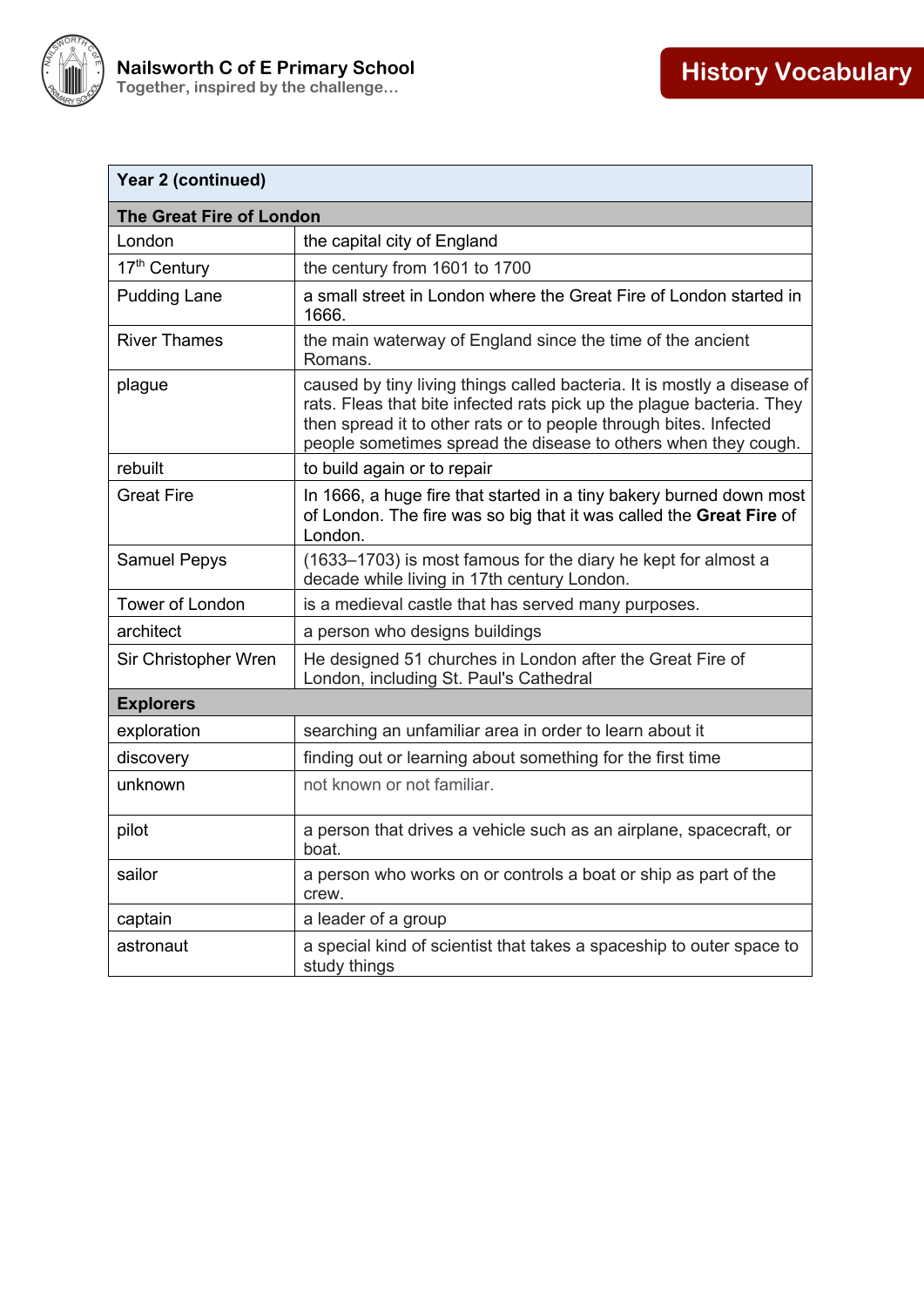| Year 2 (continued) | |
|---|---|
| **The Great Fire of London** | |
| London | the capital city of England |
| 17th Century | the century from 1601 to 1700 |
| Pudding Lane | a small street in London where the Great Fire of London started in 1666. |
| River Thames | the main waterway of England since the time of the ancient Romans. |
| plague | caused by tiny living things called bacteria. It is mostly a disease of rats. Fleas that bite infected rats pick up the plague bacteria. They then spread it to other rats or to people through bites. Infected people sometimes spread the disease to others when they cough. |
| rebuilt | to build again or to repair |
| Great Fire | In 1666, a huge fire that started in a tiny bakery burned down most of London. The fire was so big that it was called the **Great Fire** of London. |
| Samuel Pepys | (1633–1703) is most famous for the diary he kept for almost a decade while living in 17th century London. |
| Tower of London | is a medieval castle that has served many purposes. |
| architect | a person who designs buildings |
| Sir Christopher Wren | He designed 51 churches in London after the Great Fire of London, including St. Paul's Cathedral |
| **Explorers** | |
| exploration | searching an unfamiliar area in order to learn about it |
| discovery | finding out or learning about something for the first time |
| unknown | not known or not familiar. |
| pilot | a person that drives a vehicle such as an airplane, spacecraft, or boat. |
| sailor | a person who works on or controls a boat or ship as part of the crew. |
| captain | a leader of a group |
| astronaut | a special kind of scientist that takes a spaceship to outer space to study things |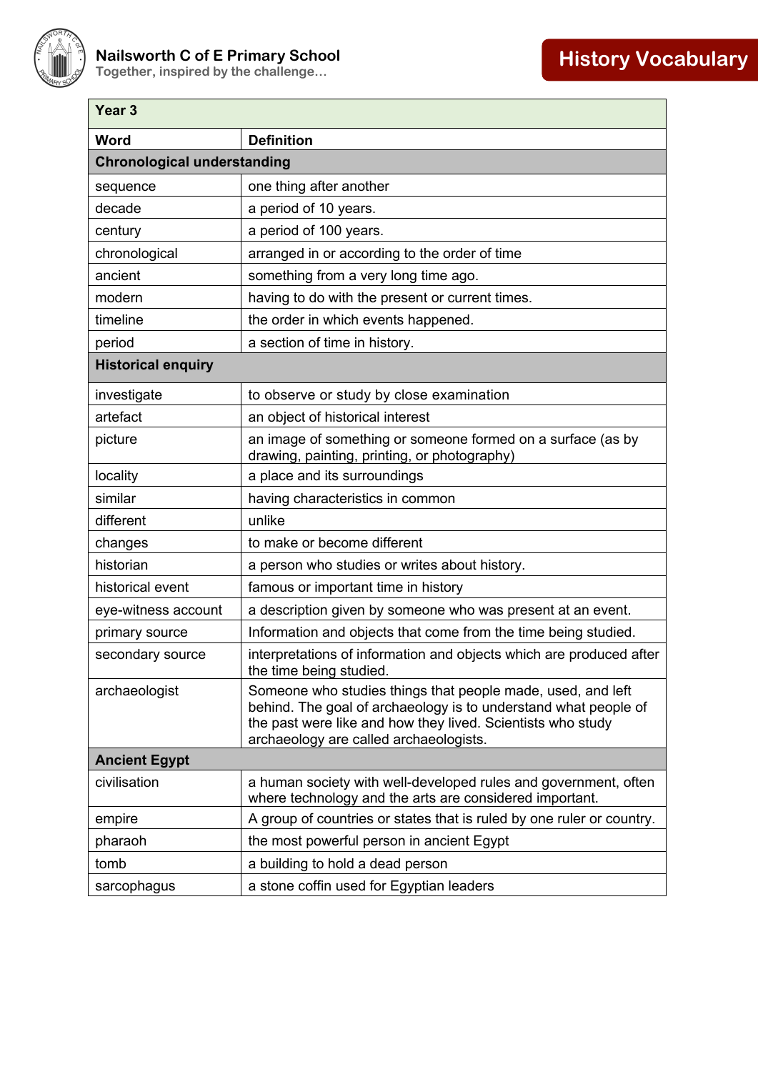**Nailsworth C of E Primary School**
Together, inspired by the challenge…

## History Vocabulary

| Year 3 | |
|---|---|
| **Word** | **Definition** |
| **Chronological understanding** | |
| sequence | one thing after another |
| decade | a period of 10 years. |
| century | a period of 100 years. |
| chronological | arranged in or according to the order of time |
| ancient | something from a very long time ago. |
| modern | having to do with the present or current times. |
| timeline | the order in which events happened. |
| period | a section of time in history. |
| **Historical enquiry** | |
| investigate | to observe or study by close examination |
| artefact | an object of historical interest |
| picture | an image of something or someone formed on a surface (as by drawing, painting, printing, or photography) |
| locality | a place and its surroundings |
| similar | having characteristics in common |
| different | unlike |
| changes | to make or become different |
| historian | a person who studies or writes about history. |
| historical event | famous or important time in history |
| eye-witness account | a description given by someone who was present at an event. |
| primary source | Information and objects that come from the time being studied. |
| secondary source | interpretations of information and objects which are produced after the time being studied. |
| archaeologist | Someone who studies things that people made, used, and left behind. The goal of archaeology is to understand what people of the past were like and how they lived. Scientists who study archaeology are called archaeologists. |
| **Ancient Egypt** | |
| civilisation | a human society with well-developed rules and government, often where technology and the arts are considered important. |
| empire | A group of countries or states that is ruled by one ruler or country. |
| pharaoh | the most powerful person in ancient Egypt |
| tomb | a building to hold a dead person |
| sarcophagus | a stone coffin used for Egyptian leaders |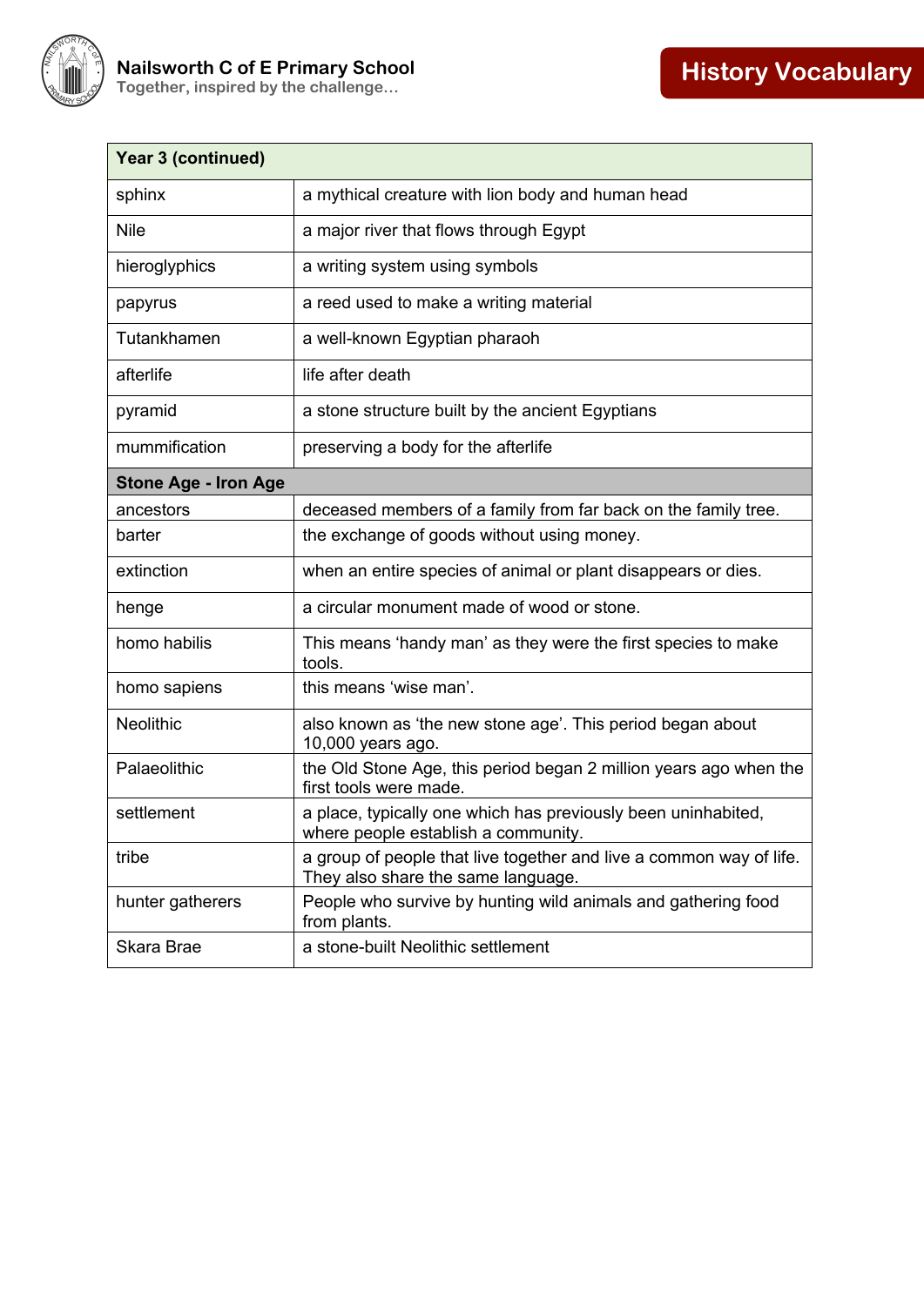| Year 3 (continued) | |
|---|---|
| sphinx | a mythical creature with lion body and human head |
| Nile | a major river that flows through Egypt |
| hieroglyphics | a writing system using symbols |
| papyrus | a reed used to make a writing material |
| Tutankhamen | a well-known Egyptian pharaoh |
| afterlife | life after death |
| pyramid | a stone structure built by the ancient Egyptians |
| mummification | preserving a body for the afterlife |
| **Stone Age - Iron Age** | |
| ancestors | deceased members of a family from far back on the family tree. |
| barter | the exchange of goods without using money. |
| extinction | when an entire species of animal or plant disappears or dies. |
| henge | a circular monument made of wood or stone. |
| homo habilis | This means 'handy man' as they were the first species to make tools. |
| homo sapiens | this means 'wise man'. |
| Neolithic | also known as 'the new stone age'. This period began about 10,000 years ago. |
| Palaeolithic | the Old Stone Age, this period began 2 million years ago when the first tools were made. |
| settlement | a place, typically one which has previously been uninhabited, where people establish a community. |
| tribe | a group of people that live together and live a common way of life. They also share the same language. |
| hunter gatherers | People who survive by hunting wild animals and gathering food from plants. |
| Skara Brae | a stone-built Neolithic settlement |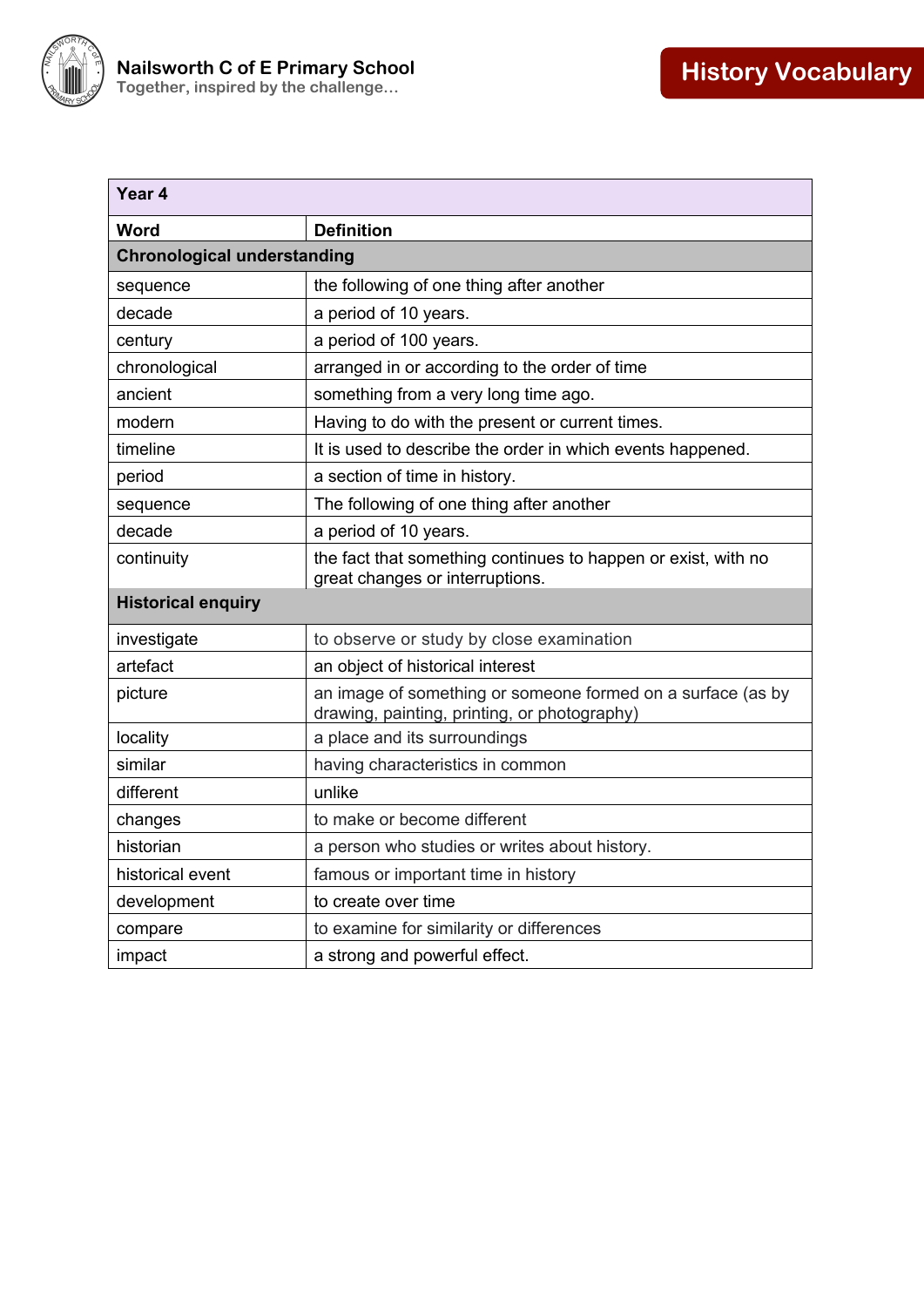| Year 4 | |
|---|---|
| **Word** | **Definition** |
| **Chronological understanding** | |
| sequence | the following of one thing after another |
| decade | a period of 10 years. |
| century | a period of 100 years. |
| chronological | arranged in or according to the order of time |
| ancient | something from a very long time ago. |
| modern | Having to do with the present or current times. |
| timeline | It is used to describe the order in which events happened. |
| period | a section of time in history. |
| sequence | The following of one thing after another |
| decade | a period of 10 years. |
| continuity | the fact that something continues to happen or exist, with no great changes or interruptions. |
| **Historical enquiry** | |
| investigate | to observe or study by close examination |
| artefact | an object of historical interest |
| picture | an image of something or someone formed on a surface (as by drawing, painting, printing, or photography) |
| locality | a place and its surroundings |
| similar | having characteristics in common |
| different | unlike |
| changes | to make or become different |
| historian | a person who studies or writes about history. |
| historical event | famous or important time in history |
| development | to create over time |
| compare | to examine for similarity or differences |
| impact | a strong and powerful effect. |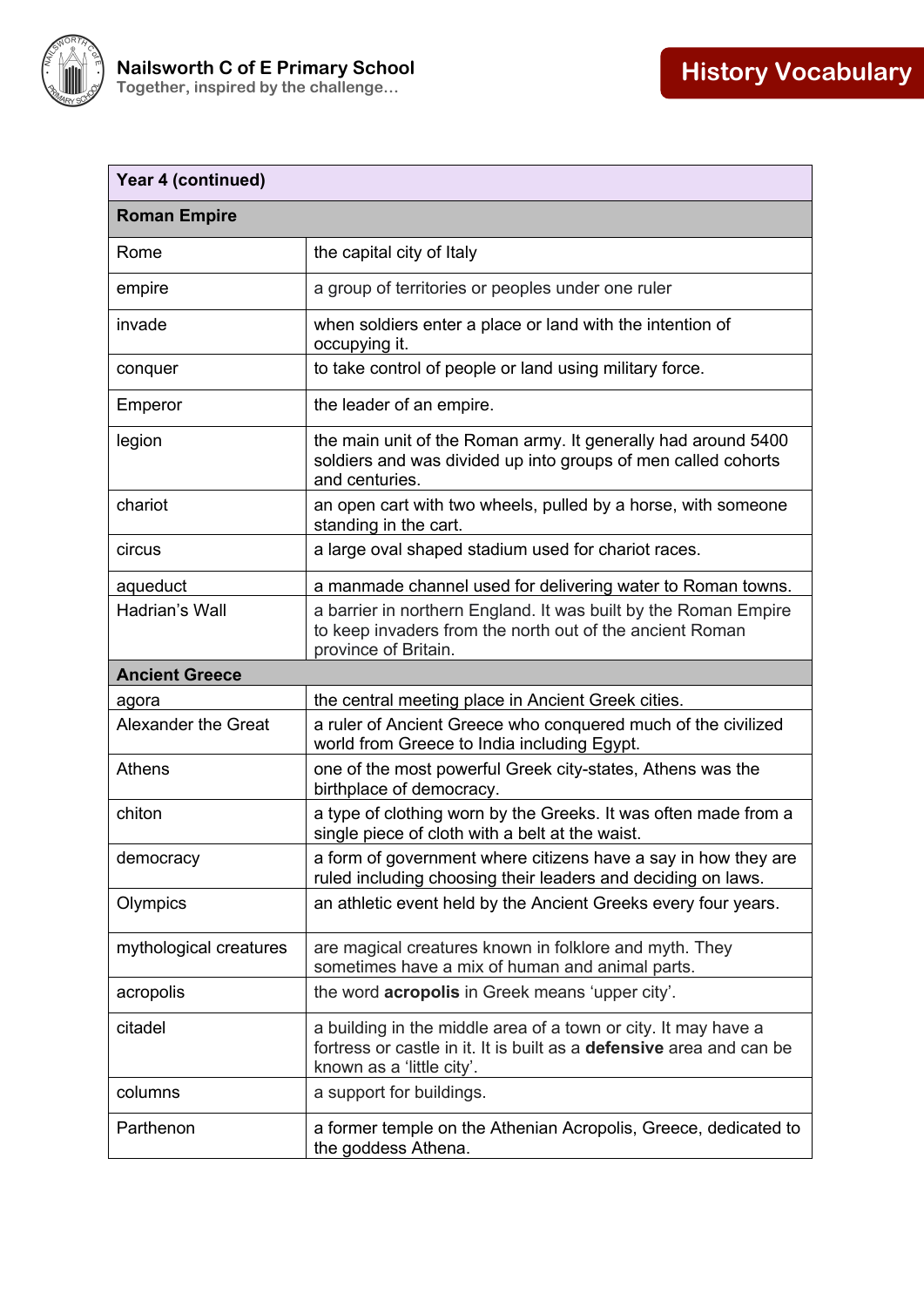Nailsworth C of E Primary School
Together, inspired by the challenge…

# History Vocabulary

| Year 4 (continued) | |
|---|---|
| **Roman Empire** | |
| Rome | the capital city of Italy |
| empire | a group of territories or peoples under one ruler |
| invade | when soldiers enter a place or land with the intention of occupying it. |
| conquer | to take control of people or land using military force. |
| Emperor | the leader of an empire. |
| legion | the main unit of the Roman army. It generally had around 5400 soldiers and was divided up into groups of men called cohorts and centuries. |
| chariot | an open cart with two wheels, pulled by a horse, with someone standing in the cart. |
| circus | a large oval shaped stadium used for chariot races. |
| aqueduct | a manmade channel used for delivering water to Roman towns. |
| Hadrian's Wall | a barrier in northern England. It was built by the Roman Empire to keep invaders from the north out of the ancient Roman province of Britain. |
| **Ancient Greece** | |
| agora | the central meeting place in Ancient Greek cities. |
| Alexander the Great | a ruler of Ancient Greece who conquered much of the civilized world from Greece to India including Egypt. |
| Athens | one of the most powerful Greek city-states, Athens was the birthplace of democracy. |
| chiton | a type of clothing worn by the Greeks. It was often made from a single piece of cloth with a belt at the waist. |
| democracy | a form of government where citizens have a say in how they are ruled including choosing their leaders and deciding on laws. |
| Olympics | an athletic event held by the Ancient Greeks every four years. |
| mythological creatures | are magical creatures known in folklore and myth. They sometimes have a mix of human and animal parts. |
| acropolis | the word **acropolis** in Greek means 'upper city'. |
| citadel | a building in the middle area of a town or city. It may have a fortress or castle in it. It is built as a **defensive** area and can be known as a 'little city'. |
| columns | a support for buildings. |
| Parthenon | a former temple on the Athenian Acropolis, Greece, dedicated to the goddess Athena. |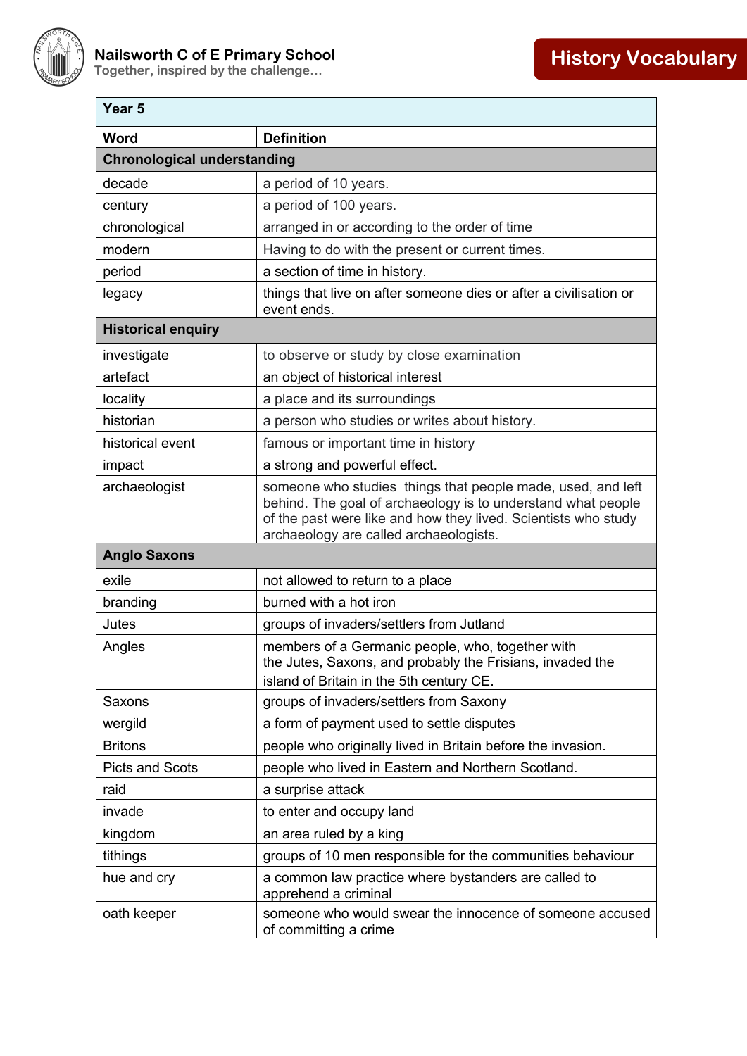**Nailsworth C of E Primary School**
Together, inspired by the challenge…

# History Vocabulary

| Year 5 | |
|---|---|
| **Word** | **Definition** |
| **Chronological understanding** | |
| decade | a period of 10 years. |
| century | a period of 100 years. |
| chronological | arranged in or according to the order of time |
| modern | Having to do with the present or current times. |
| period | a section of time in history. |
| legacy | things that live on after someone dies or after a civilisation or event ends. |
| **Historical enquiry** | |
| investigate | to observe or study by close examination |
| artefact | an object of historical interest |
| locality | a place and its surroundings |
| historian | a person who studies or writes about history. |
| historical event | famous or important time in history |
| impact | a strong and powerful effect. |
| archaeologist | someone who studies things that people made, used, and left behind. The goal of archaeology is to understand what people of the past were like and how they lived. Scientists who study archaeology are called archaeologists. |
| **Anglo Saxons** | |
| exile | not allowed to return to a place |
| branding | burned with a hot iron |
| Jutes | groups of invaders/settlers from Jutland |
| Angles | members of a Germanic people, who, together with the Jutes, Saxons, and probably the Frisians, invaded the island of Britain in the 5th century CE. |
| Saxons | groups of invaders/settlers from Saxony |
| wergild | a form of payment used to settle disputes |
| Britons | people who originally lived in Britain before the invasion. |
| Picts and Scots | people who lived in Eastern and Northern Scotland. |
| raid | a surprise attack |
| invade | to enter and occupy land |
| kingdom | an area ruled by a king |
| tithings | groups of 10 men responsible for the communities behaviour |
| hue and cry | a common law practice where bystanders are called to apprehend a criminal |
| oath keeper | someone who would swear the innocence of someone accused of committing a crime |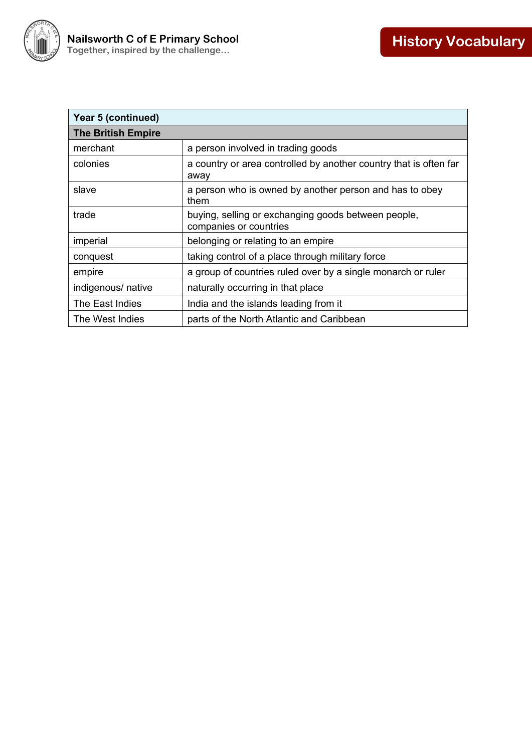| Year 5 (continued) | |
|---|---|
| **The British Empire** | |
| merchant | a person involved in trading goods |
| colonies | a country or area controlled by another country that is often far away |
| slave | a person who is owned by another person and has to obey them |
| trade | buying, selling or exchanging goods between people, companies or countries |
| imperial | belonging or relating to an empire |
| conquest | taking control of a place through military force |
| empire | a group of countries ruled over by a single monarch or ruler |
| indigenous/ native | naturally occurring in that place |
| The East Indies | India and the islands leading from it |
| The West Indies | parts of the North Atlantic and Caribbean |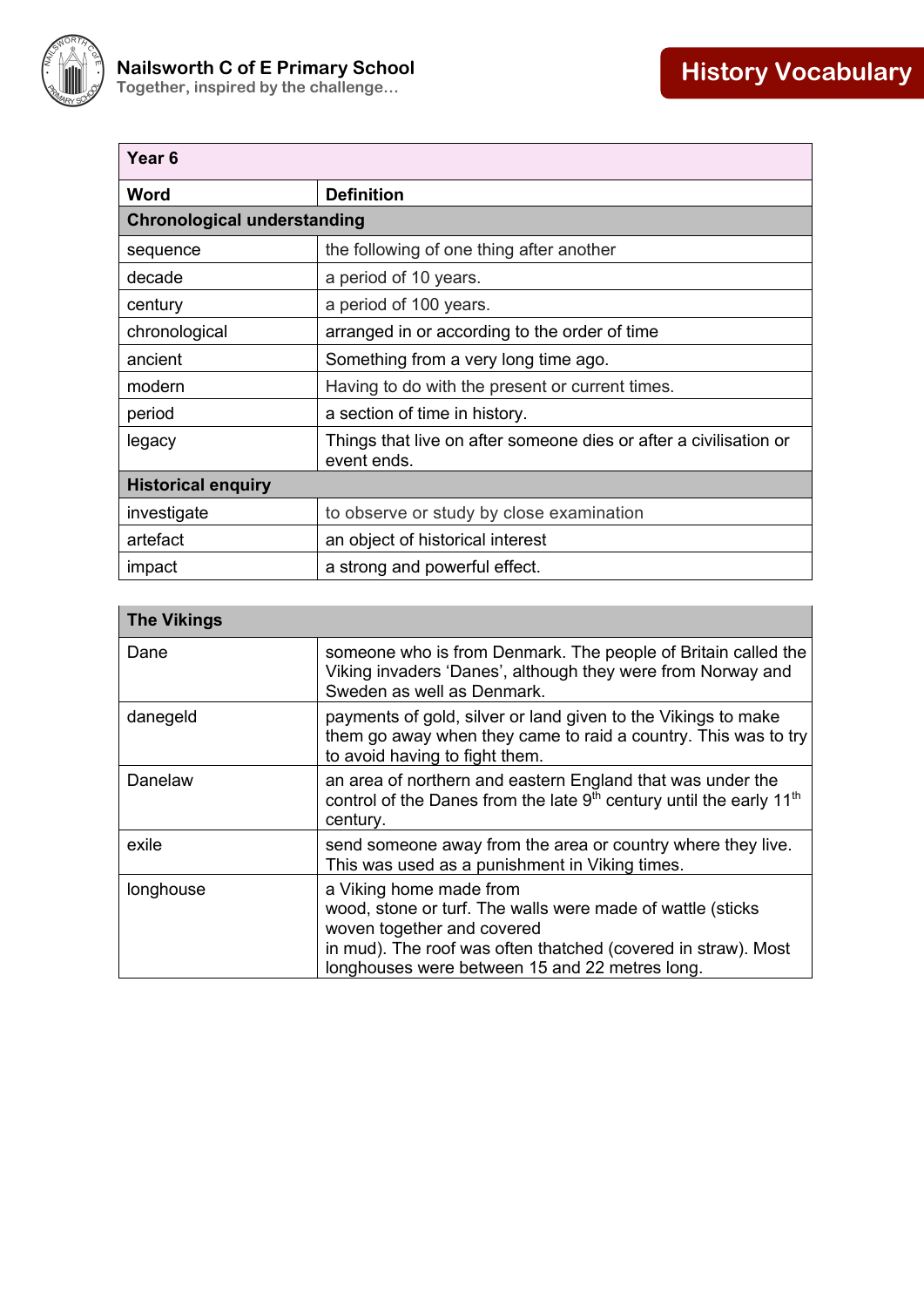# Nailsworth C of E Primary School

Together, inspired by the challenge…

## History Vocabulary

| Year 6 | |
|---|---|
| **Word** | **Definition** |
| **Chronological understanding** | |
| sequence | the following of one thing after another |
| decade | a period of 10 years. |
| century | a period of 100 years. |
| chronological | arranged in or according to the order of time |
| ancient | Something from a very long time ago. |
| modern | Having to do with the present or current times. |
| period | a section of time in history. |
| legacy | Things that live on after someone dies or after a civilisation or event ends. |
| **Historical enquiry** | |
| investigate | to observe or study by close examination |
| artefact | an object of historical interest |
| impact | a strong and powerful effect. |

| The Vikings | |
|---|---|
| Dane | someone who is from Denmark. The people of Britain called the Viking invaders 'Danes', although they were from Norway and Sweden as well as Denmark. |
| danegeld | payments of gold, silver or land given to the Vikings to make them go away when they came to raid a country. This was to try to avoid having to fight them. |
| Danelaw | an area of northern and eastern England that was under the control of the Danes from the late 9th century until the early 11th century. |
| exile | send someone away from the area or country where they live. This was used as a punishment in Viking times. |
| longhouse | a Viking home made from wood, stone or turf. The walls were made of wattle (sticks woven together and covered in mud). The roof was often thatched (covered in straw). Most longhouses were between 15 and 22 metres long. |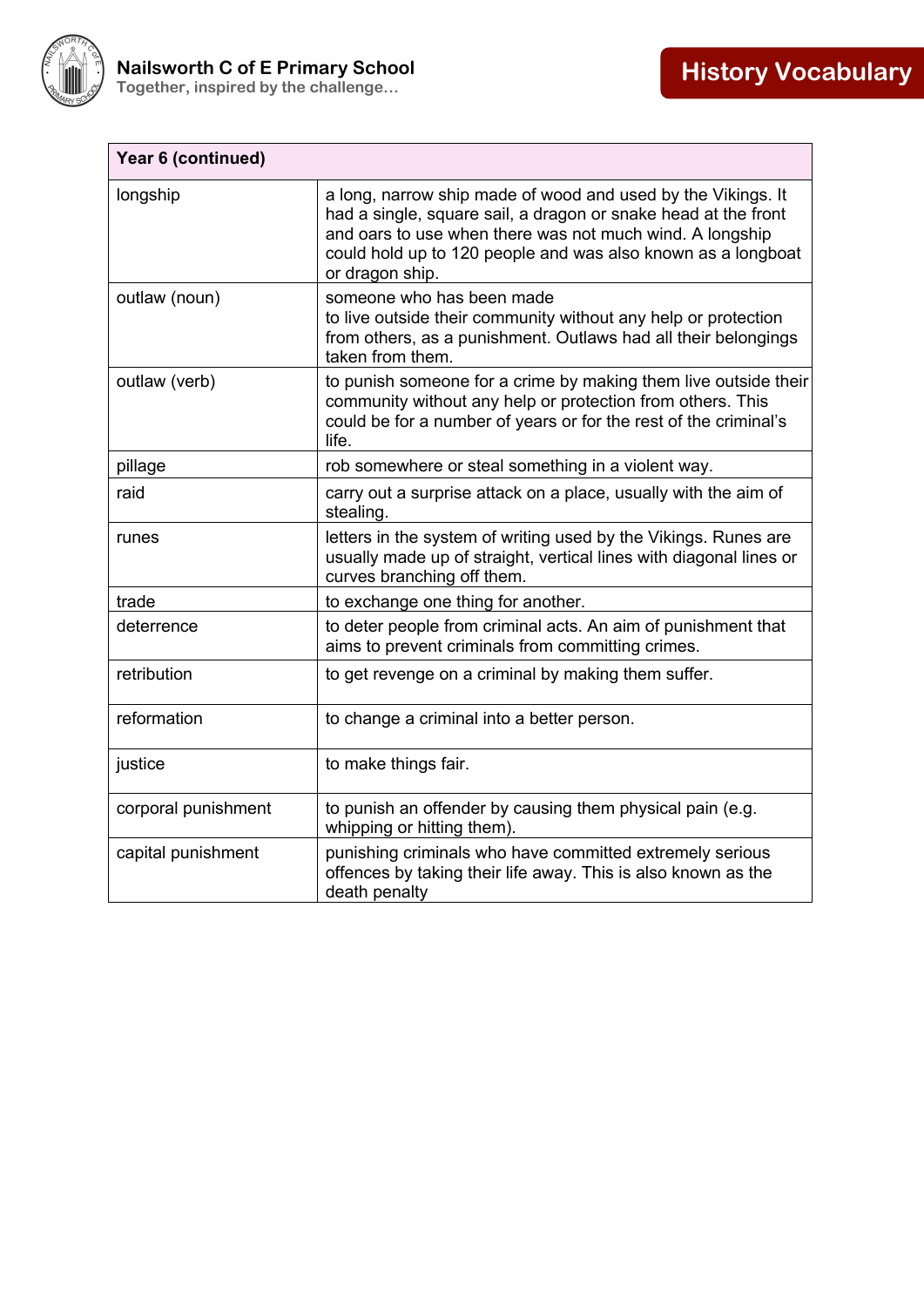| Year 6 (continued) | |
|---|---|
| longship | a long, narrow ship made of wood and used by the Vikings. It had a single, square sail, a dragon or snake head at the front and oars to use when there was not much wind. A longship could hold up to 120 people and was also known as a longboat or dragon ship. |
| outlaw (noun) | someone who has been made to live outside their community without any help or protection from others, as a punishment. Outlaws had all their belongings taken from them. |
| outlaw (verb) | to punish someone for a crime by making them live outside their community without any help or protection from others. This could be for a number of years or for the rest of the criminal's life. |
| pillage | rob somewhere or steal something in a violent way. |
| raid | carry out a surprise attack on a place, usually with the aim of stealing. |
| runes | letters in the system of writing used by the Vikings. Runes are usually made up of straight, vertical lines with diagonal lines or curves branching off them. |
| trade | to exchange one thing for another. |
| deterrence | to deter people from criminal acts. An aim of punishment that aims to prevent criminals from committing crimes. |
| retribution | to get revenge on a criminal by making them suffer. |
| reformation | to change a criminal into a better person. |
| justice | to make things fair. |
| corporal punishment | to punish an offender by causing them physical pain (e.g. whipping or hitting them). |
| capital punishment | punishing criminals who have committed extremely serious offences by taking their life away. This is also known as the death penalty |